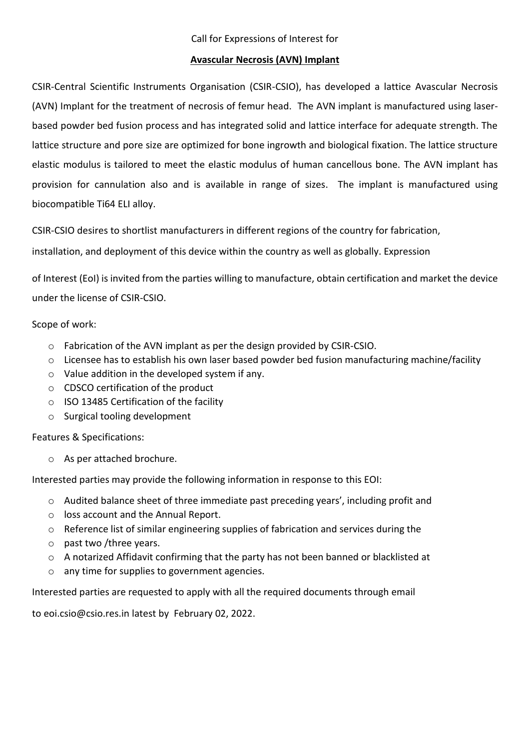Call for Expressions of Interest for

**Avascular Necrosis (AVN) Implant**

CSIR-Central Scientific Instruments Organisation (CSIR-CSIO), has developed a lattice Avascular Necrosis (AVN) Implant for the treatment of necrosis of femur head. The AVN implant is manufactured using laser-based powder bed fusion process and has integrated solid and lattice interface for adequate strength. The lattice structure and pore size are optimized for bone ingrowth and biological fixation. The lattice structure elastic modulus is tailored to meet the elastic modulus of human cancellous bone. The AVN implant has provision for cannulation also and is available in range of sizes. The implant is manufactured using biocompatible Ti64 ELI alloy.

CSIR-CSIO desires to shortlist manufacturers in different regions of the country for fabrication, installation, and deployment of this device within the country as well as globally. Expression

of Interest (EoI) is invited from the parties willing to manufacture, obtain certification and market the device under the license of CSIR-CSIO.

Scope of work:

- Fabrication of the AVN implant as per the design provided by CSIR-CSIO.
- Licensee has to establish his own laser based powder bed fusion manufacturing machine/facility
- Value addition in the developed system if any.
- CDSCO certification of the product
- ISO 13485 Certification of the facility
- Surgical tooling development

Features & Specifications:

- As per attached brochure.

Interested parties may provide the following information in response to this EOI:

- Audited balance sheet of three immediate past preceding years', including profit and
- loss account and the Annual Report.
- Reference list of similar engineering supplies of fabrication and services during the
- past two /three years.
- A notarized Affidavit confirming that the party has not been banned or blacklisted at
- any time for supplies to government agencies.

Interested parties are requested to apply with all the required documents through email

to eoi.csio@csio.res.in latest by February 02, 2022.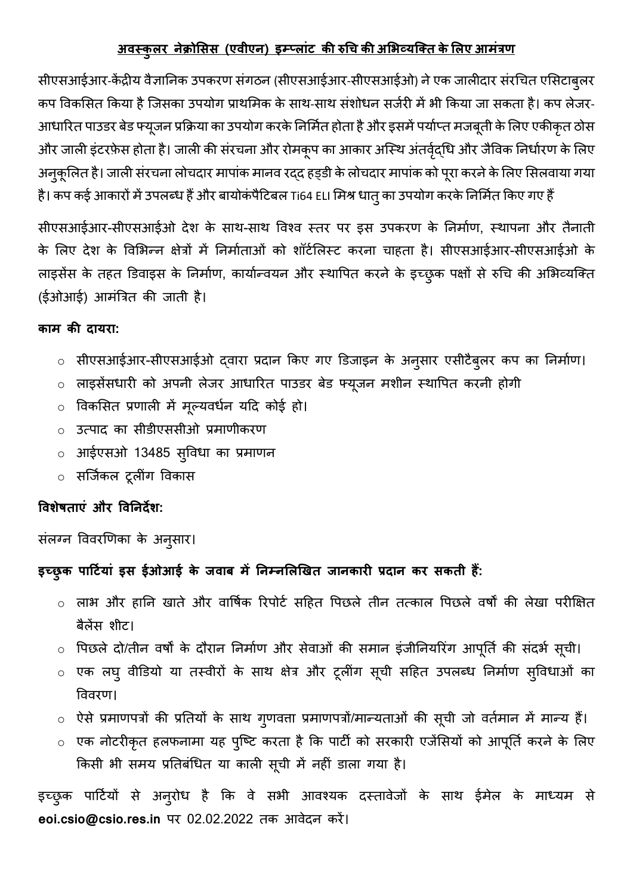# अवस्कुलर नेक्रोसिस (एवीएन) इम्प्लांट की रुचि की अभिव्यक्ति के लिए आमंत्रण

सीएसआईआर-केंद्रीय वैज्ञानिक उपकरण संगठन (सीएसआईआर-सीएसआईओ) ने एक जालीदार संरचित एसिटाबुलर कप विकसित किया है जिसका उपयोग प्राथमिक के साथ-साथ संशोधन सर्जरी में भी किया जा सकता है। कप लेजर-आधारित पाउडर बेड फ्यूजन प्रक्रिया का उपयोग करके निर्मित होता है और इसमें पर्याप्त मजबूती के लिए एकीकृत ठोस और जाली इंटरफ़ेस होता है। जाली की संरचना और रोमकूप का आकार अस्थि अंतर्वृद्धि और जैविक निर्धारण के लिए अनुकूलित है। जाली संरचना लोचदार मापांक मानव रद्द हड्डी के लोचदार मापांक को पूरा करने के लिए सिलवाया गया है। कप कई आकारों में उपलब्ध हैं और बायोकंपैटिबल Ti64 ELI मिश्र धातु का उपयोग करके निर्मित किए गए हैं

सीएसआईआर-सीएसआईओ देश के साथ-साथ विश्व स्तर पर इस उपकरण के निर्माण, स्थापना और तैनाती के लिए देश के विभिन्न क्षेत्रों में निर्माताओं को शॉर्टलिस्ट करना चाहता है। सीएसआईआर-सीएसआईओ के लाइसेंस के तहत डिवाइस के निर्माण, कार्यान्वयन और स्थापित करने के इच्छुक पक्षों से रुचि की अभिव्यक्ति (ईओआई) आमंत्रित की जाती है।

**काम की दायरा:**

- सीएसआईआर-सीएसआईओ द्वारा प्रदान किए गए डिजाइन के अनुसार एसीटैबुलर कप का निर्माण।
- लाइसेंसधारी को अपनी लेजर आधारित पाउडर बेड फ्यूजन मशीन स्थापित करनी होगी
- विकसित प्रणाली में मूल्यवर्धन यदि कोई हो।
- उत्पाद का सीडीएससीओ प्रमाणीकरण
- आईएसओ 13485 सुविधा का प्रमाणन
- सर्जिकल टूलींग विकास

**विशेषताएं और विनिर्देश:**

संलग्न विवरणिका के अनुसार।

**इच्छुक पार्टियां इस ईओआई के जवाब में निम्नलिखित जानकारी प्रदान कर सकती हैं:**

- लाभ और हानि खाते और वार्षिक रिपोर्ट सहित पिछले तीन तत्काल पिछले वर्षों की लेखा परीक्षित बैलेंस शीट।
- पिछले दो/तीन वर्षों के दौरान निर्माण और सेवाओं की समान इंजीनियरिंग आपूर्ति की संदर्भ सूची।
- एक लघु वीडियो या तस्वीरों के साथ क्षेत्र और टूलींग सूची सहित उपलब्ध निर्माण सुविधाओं का विवरण।
- ऐसे प्रमाणपत्रों की प्रतियों के साथ गुणवत्ता प्रमाणपत्रों/मान्यताओं की सूची जो वर्तमान में मान्य हैं।
- एक नोटरीकृत हलफनामा यह पुष्टि करता है कि पार्टी को सरकारी एजेंसियों को आपूर्ति करने के लिए किसी भी समय प्रतिबंधित या काली सूची में नहीं डाला गया है।

इच्छुक पार्टियों से अनुरोध है कि वे सभी आवश्यक दस्तावेजों के साथ ईमेल के माध्यम से **eoi.csio@csio.res.in** पर 02.02.2022 तक आवेदन करें।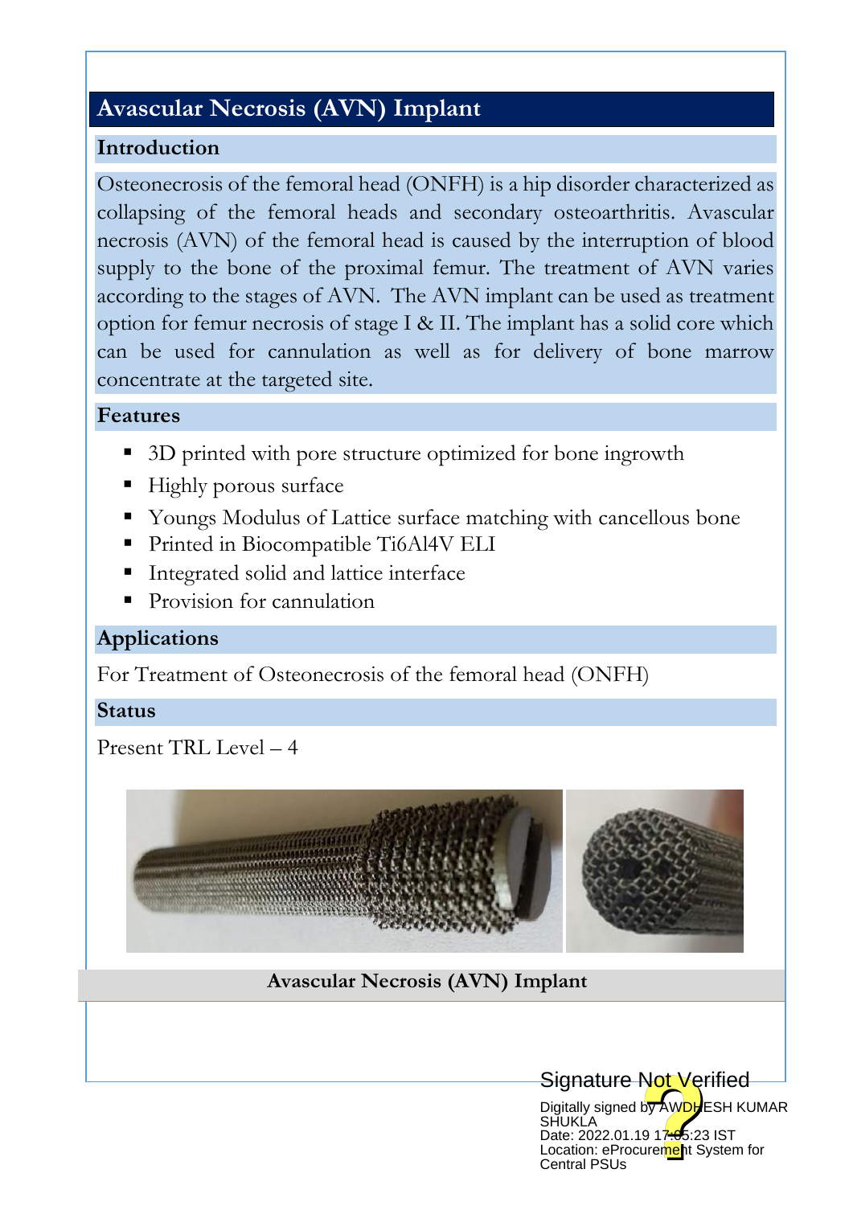# Avascular Necrosis (AVN) Implant

## Introduction

Osteonecrosis of the femoral head (ONFH) is a hip disorder characterized as collapsing of the femoral heads and secondary osteoarthritis. Avascular necrosis (AVN) of the femoral head is caused by the interruption of blood supply to the bone of the proximal femur. The treatment of AVN varies according to the stages of AVN. The AVN implant can be used as treatment option for femur necrosis of stage I & II. The implant has a solid core which can be used for cannulation as well as for delivery of bone marrow concentrate at the targeted site.

## Features

- 3D printed with pore structure optimized for bone ingrowth
- Highly porous surface
- Youngs Modulus of Lattice surface matching with cancellous bone
- Printed in Biocompatible Ti6Al4V ELI
- Integrated solid and lattice interface
- Provision for cannulation

## Applications

For Treatment of Osteonecrosis of the femoral head (ONFH)

## Status

Present TRL Level – 4

**Avascular Necrosis (AVN) Implant**

Signature Not Verified

Digitally signed by AWDHESH KUMAR SHUKLA
Date: 2022.01.19 17:05:23 IST
Location: eProcurement System for Central PSUs